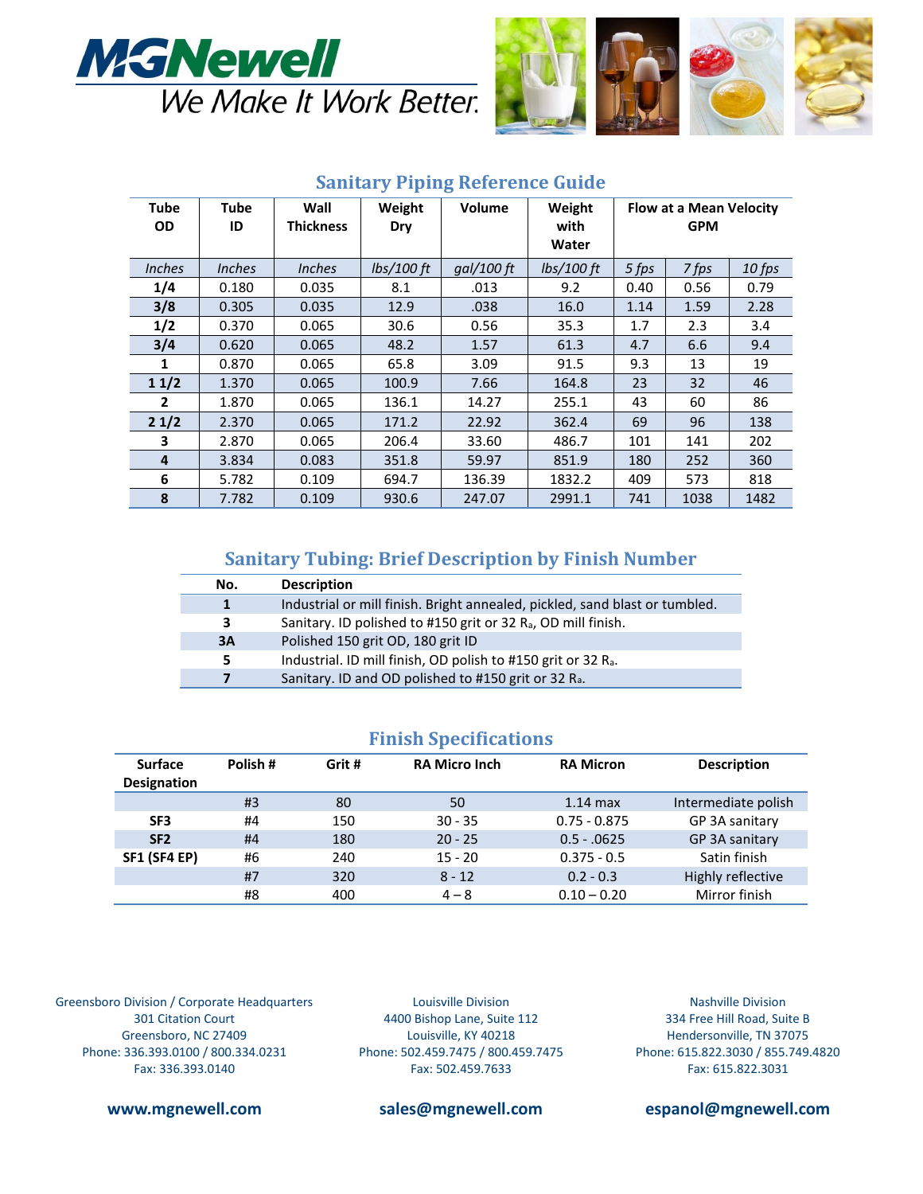# MGNewell

We Make It Work Better.

## Sanitary Piping Reference Guide

| Tube OD | Tube ID | Wall Thickness | Weight Dry | Volume | Weight with Water | Flow at a Mean Velocity GPM | | |
|---|---|---|---|---|---|---|---|---|
| *Inches* | *Inches* | *Inches* | *lbs/100 ft* | *gal/100 ft* | *lbs/100 ft* | *5 fps* | *7 fps* | *10 fps* |
| **1/4** | 0.180 | 0.035 | 8.1 | .013 | 9.2 | 0.40 | 0.56 | 0.79 |
| **3/8** | 0.305 | 0.035 | 12.9 | .038 | 16.0 | 1.14 | 1.59 | 2.28 |
| **1/2** | 0.370 | 0.065 | 30.6 | 0.56 | 35.3 | 1.7 | 2.3 | 3.4 |
| **3/4** | 0.620 | 0.065 | 48.2 | 1.57 | 61.3 | 4.7 | 6.6 | 9.4 |
| **1** | 0.870 | 0.065 | 65.8 | 3.09 | 91.5 | 9.3 | 13 | 19 |
| **1 1/2** | 1.370 | 0.065 | 100.9 | 7.66 | 164.8 | 23 | 32 | 46 |
| **2** | 1.870 | 0.065 | 136.1 | 14.27 | 255.1 | 43 | 60 | 86 |
| **2 1/2** | 2.370 | 0.065 | 171.2 | 22.92 | 362.4 | 69 | 96 | 138 |
| **3** | 2.870 | 0.065 | 206.4 | 33.60 | 486.7 | 101 | 141 | 202 |
| **4** | 3.834 | 0.083 | 351.8 | 59.97 | 851.9 | 180 | 252 | 360 |
| **6** | 5.782 | 0.109 | 694.7 | 136.39 | 1832.2 | 409 | 573 | 818 |
| **8** | 7.782 | 0.109 | 930.6 | 247.07 | 2991.1 | 741 | 1038 | 1482 |

## Sanitary Tubing: Brief Description by Finish Number

| No. | Description |
|---|---|
| **1** | Industrial or mill finish. Bright annealed, pickled, sand blast or tumbled. |
| **3** | Sanitary. ID polished to #150 grit or 32 $R_a$, OD mill finish. |
| **3A** | Polished 150 grit OD, 180 grit ID |
| **5** | Industrial. ID mill finish, OD polish to #150 grit or 32 $R_a$. |
| **7** | Sanitary. ID and OD polished to #150 grit or 32 $R_a$. |

## Finish Specifications

| Surface Designation | Polish # | Grit # | RA Micro Inch | RA Micron | Description |
|---|---|---|---|---|---|
| | #3 | 80 | 50 | 1.14 max | Intermediate polish |
| **SF3** | #4 | 150 | 30 - 35 | 0.75 - 0.875 | GP 3A sanitary |
| **SF2** | #4 | 180 | 20 - 25 | 0.5 - .0625 | GP 3A sanitary |
| **SF1 (SF4 EP)** | #6 | 240 | 15 - 20 | 0.375 - 0.5 | Satin finish |
| | #7 | 320 | 8 - 12 | 0.2 - 0.3 | Highly reflective |
| | #8 | 400 | 4 – 8 | 0.10 – 0.20 | Mirror finish |

Greensboro Division / Corporate Headquarters
301 Citation Court
Greensboro, NC 27409
Phone: 336.393.0100 / 800.334.0231
Fax: 336.393.0140

Louisville Division
4400 Bishop Lane, Suite 112
Louisville, KY 40218
Phone: 502.459.7475 / 800.459.7475
Fax: 502.459.7633

Nashville Division
334 Free Hill Road, Suite B
Hendersonville, TN 37075
Phone: 615.822.3030 / 855.749.4820
Fax: 615.822.3031

**www.mgnewell.com** **sales@mgnewell.com** **espanol@mgnewell.com**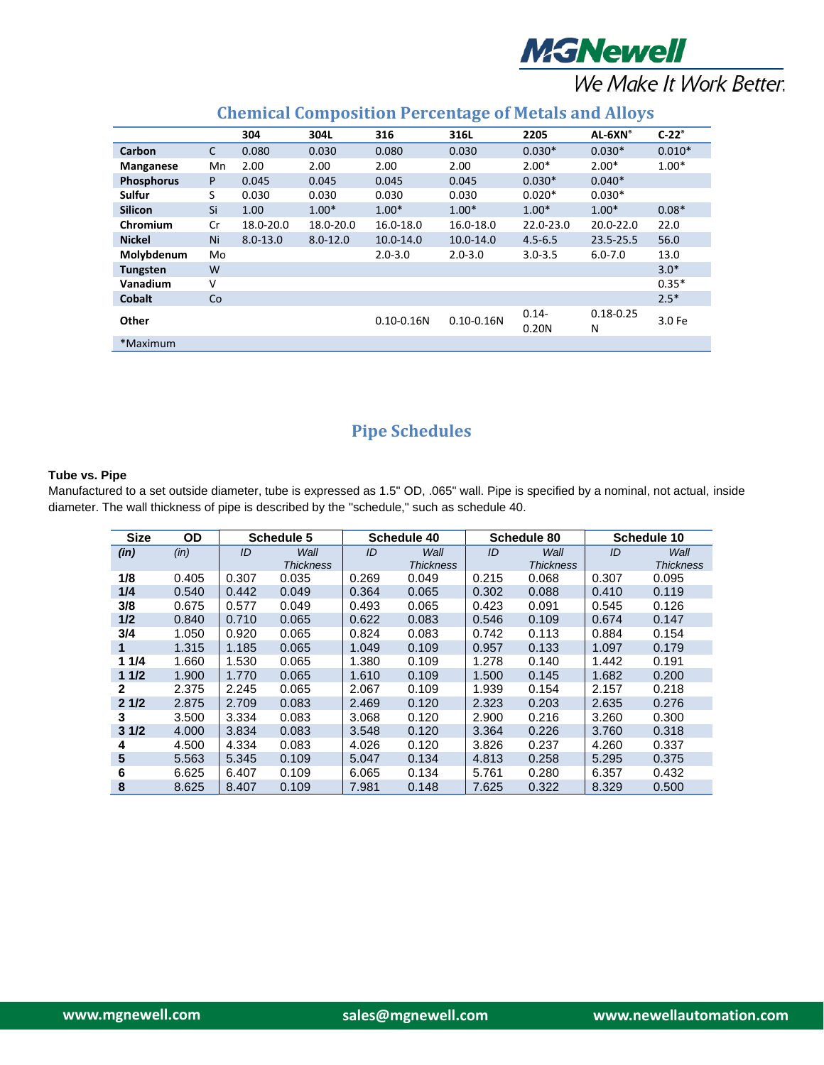## Chemical Composition Percentage of Metals and Alloys

| | | 304 | 304L | 316 | 316L | 2205 | AL-6XN® | C-22® |
|---|---|---|---|---|---|---|---|---|
| **Carbon** | C | 0.080 | 0.030 | 0.080 | 0.030 | 0.030* | 0.030* | 0.010* |
| **Manganese** | Mn | 2.00 | 2.00 | 2.00 | 2.00 | 2.00* | 2.00* | 1.00* |
| **Phosphorus** | P | 0.045 | 0.045 | 0.045 | 0.045 | 0.030* | 0.040* | |
| **Sulfur** | S | 0.030 | 0.030 | 0.030 | 0.030 | 0.020* | 0.030* | |
| **Silicon** | Si | 1.00 | 1.00* | 1.00* | 1.00* | 1.00* | 1.00* | 0.08* |
| **Chromium** | Cr | 18.0-20.0 | 18.0-20.0 | 16.0-18.0 | 16.0-18.0 | 22.0-23.0 | 20.0-22.0 | 22.0 |
| **Nickel** | Ni | 8.0-13.0 | 8.0-12.0 | 10.0-14.0 | 10.0-14.0 | 4.5-6.5 | 23.5-25.5 | 56.0 |
| **Molybdenum** | Mo | | | 2.0-3.0 | 2.0-3.0 | 3.0-3.5 | 6.0-7.0 | 13.0 |
| **Tungsten** | W | | | | | | | 3.0* |
| **Vanadium** | V | | | | | | | 0.35* |
| **Cobalt** | Co | | | | | | | 2.5* |
| **Other** | | | | 0.10-0.16N | 0.10-0.16N | 0.14-0.20N | 0.18-0.25 N | 3.0 Fe |

*Maximum

## Pipe Schedules

**Tube vs. Pipe**

Manufactured to a set outside diameter, tube is expressed as 1.5" OD, .065" wall. Pipe is specified by a nominal, not actual, inside diameter. The wall thickness of pipe is described by the "schedule," such as schedule 40.

| Size | OD | Schedule 5 | | Schedule 40 | | Schedule 80 | | Schedule 10 | |
|---|---|---|---|---|---|---|---|---|---|
| *(in)* | *(in)* | *ID* | *Wall Thickness* | *ID* | *Wall Thickness* | *ID* | *Wall Thickness* | *ID* | *Wall Thickness* |
| **1/8** | 0.405 | 0.307 | 0.035 | 0.269 | 0.049 | 0.215 | 0.068 | 0.307 | 0.095 |
| **1/4** | 0.540 | 0.442 | 0.049 | 0.364 | 0.065 | 0.302 | 0.088 | 0.410 | 0.119 |
| **3/8** | 0.675 | 0.577 | 0.049 | 0.493 | 0.065 | 0.423 | 0.091 | 0.545 | 0.126 |
| **1/2** | 0.840 | 0.710 | 0.065 | 0.622 | 0.083 | 0.546 | 0.109 | 0.674 | 0.147 |
| **3/4** | 1.050 | 0.920 | 0.065 | 0.824 | 0.083 | 0.742 | 0.113 | 0.884 | 0.154 |
| **1** | 1.315 | 1.185 | 0.065 | 1.049 | 0.109 | 0.957 | 0.133 | 1.097 | 0.179 |
| **1 1/4** | 1.660 | 1.530 | 0.065 | 1.380 | 0.109 | 1.278 | 0.140 | 1.442 | 0.191 |
| **1 1/2** | 1.900 | 1.770 | 0.065 | 1.610 | 0.109 | 1.500 | 0.145 | 1.682 | 0.200 |
| **2** | 2.375 | 2.245 | 0.065 | 2.067 | 0.109 | 1.939 | 0.154 | 2.157 | 0.218 |
| **2 1/2** | 2.875 | 2.709 | 0.083 | 2.469 | 0.120 | 2.323 | 0.203 | 2.635 | 0.276 |
| **3** | 3.500 | 3.334 | 0.083 | 3.068 | 0.120 | 2.900 | 0.216 | 3.260 | 0.300 |
| **3 1/2** | 4.000 | 3.834 | 0.083 | 3.548 | 0.120 | 3.364 | 0.226 | 3.760 | 0.318 |
| **4** | 4.500 | 4.334 | 0.083 | 4.026 | 0.120 | 3.826 | 0.237 | 4.260 | 0.337 |
| **5** | 5.563 | 5.345 | 0.109 | 5.047 | 0.134 | 4.813 | 0.258 | 5.295 | 0.375 |
| **6** | 6.625 | 6.407 | 0.109 | 6.065 | 0.134 | 5.761 | 0.280 | 6.357 | 0.432 |
| **8** | 8.625 | 8.407 | 0.109 | 7.981 | 0.148 | 7.625 | 0.322 | 8.329 | 0.500 |